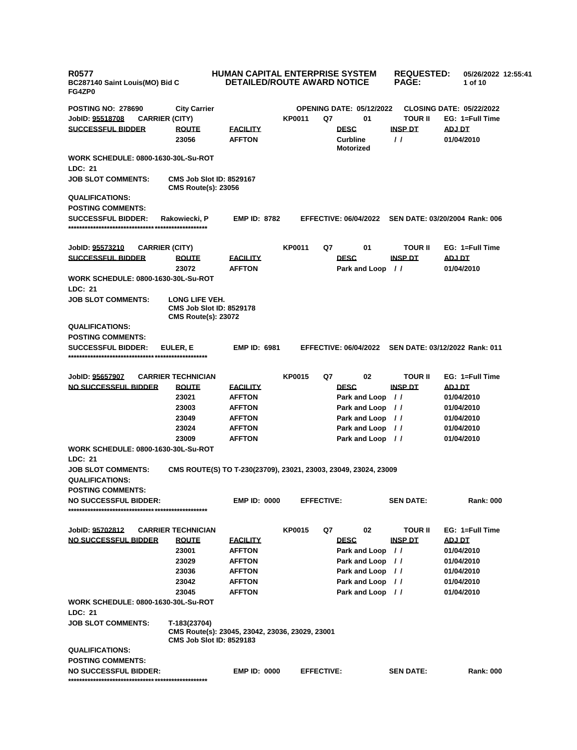**R0577** **HUMAN CAPITAL ENTERPRISE SYSTEM** **REQUESTED:** 05/26/2022 12:55:41
**BC287140 Saint Louis(MO) Bid C** **DETAILED/ROUTE AWARD NOTICE**
**FG4ZP0**

**POSTING NO: 278690** **City Carrier** **OPENING DATE: 05/12/2022** **CLOSING DATE: 05/22/2022**

**JobID: 95518708** **CARRIER (CITY)** **KP0011** **Q7** **01** **TOUR II** **EG: 1=Full Time**

| SUCCESSFUL BIDDER | ROUTE | FACILITY | DESC | INSP DT | ADJ DT |
|---|---|---|---|---|---|
| | 23056 | AFFTON | Curbline Motorized | / / | 01/04/2010 |

**WORK SCHEDULE: 0800-1630-30L-Su-ROT**
**LDC: 21**
**JOB SLOT COMMENTS:** CMS Job Slot ID: 8529167
CMS Route(s): 23056
**QUALIFICATIONS:**
**POSTING COMMENTS:**
**SUCCESSFUL BIDDER:** Rakowiecki, P **EMP ID: 8782** **EFFECTIVE: 06/04/2022** **SEN DATE: 03/20/2004** **Rank: 006**
*****************************************************

**JobID: 95573210** **CARRIER (CITY)** **KP0011** **Q7** **01** **TOUR II** **EG: 1=Full Time**

| SUCCESSFUL BIDDER | ROUTE | FACILITY | DESC | INSP DT | ADJ DT |
|---|---|---|---|---|---|
| | 23072 | AFFTON | Park and Loop | / / | 01/04/2010 |

**WORK SCHEDULE: 0800-1630-30L-Su-ROT**
**LDC: 21**
**JOB SLOT COMMENTS:** LONG LIFE VEH.
CMS Job Slot ID: 8529178
CMS Route(s): 23072
**QUALIFICATIONS:**
**POSTING COMMENTS:**
**SUCCESSFUL BIDDER:** EULER, E **EMP ID: 6981** **EFFECTIVE: 06/04/2022** **SEN DATE: 03/12/2022** **Rank: 011**
*****************************************************

**JobID: 95657907** **CARRIER TECHNICIAN** **KP0015** **Q7** **02** **TOUR II** **EG: 1=Full Time**

| NO SUCCESSFUL BIDDER | ROUTE | FACILITY | DESC | INSP DT | ADJ DT |
|---|---|---|---|---|---|
| | 23021 | AFFTON | Park and Loop | / / | 01/04/2010 |
| | 23003 | AFFTON | Park and Loop | / / | 01/04/2010 |
| | 23049 | AFFTON | Park and Loop | / / | 01/04/2010 |
| | 23024 | AFFTON | Park and Loop | / / | 01/04/2010 |
| | 23009 | AFFTON | Park and Loop | / / | 01/04/2010 |

**WORK SCHEDULE: 0800-1630-30L-Su-ROT**
**LDC: 21**
**JOB SLOT COMMENTS:** CMS ROUTE(S) TO T-230(23709), 23021, 23003, 23049, 23024, 23009
**QUALIFICATIONS:**
**POSTING COMMENTS:**
**NO SUCCESSFUL BIDDER:** **EMP ID: 0000** **EFFECTIVE:** **SEN DATE:** **Rank: 000**
*****************************************************

**JobID: 95702812** **CARRIER TECHNICIAN** **KP0015** **Q7** **02** **TOUR II** **EG: 1=Full Time**

| NO SUCCESSFUL BIDDER | ROUTE | FACILITY | DESC | INSP DT | ADJ DT |
|---|---|---|---|---|---|
| | 23001 | AFFTON | Park and Loop | / / | 01/04/2010 |
| | 23029 | AFFTON | Park and Loop | / / | 01/04/2010 |
| | 23036 | AFFTON | Park and Loop | / / | 01/04/2010 |
| | 23042 | AFFTON | Park and Loop | / / | 01/04/2010 |
| | 23045 | AFFTON | Park and Loop | / / | 01/04/2010 |

**WORK SCHEDULE: 0800-1630-30L-Su-ROT**
**LDC: 21**
**JOB SLOT COMMENTS:** T-183(23704)
CMS Route(s): 23045, 23042, 23036, 23029, 23001
CMS Job Slot ID: 8529183
**QUALIFICATIONS:**
**POSTING COMMENTS:**
**NO SUCCESSFUL BIDDER:** **EMP ID: 0000** **EFFECTIVE:** **SEN DATE:** **Rank: 000**
*****************************************************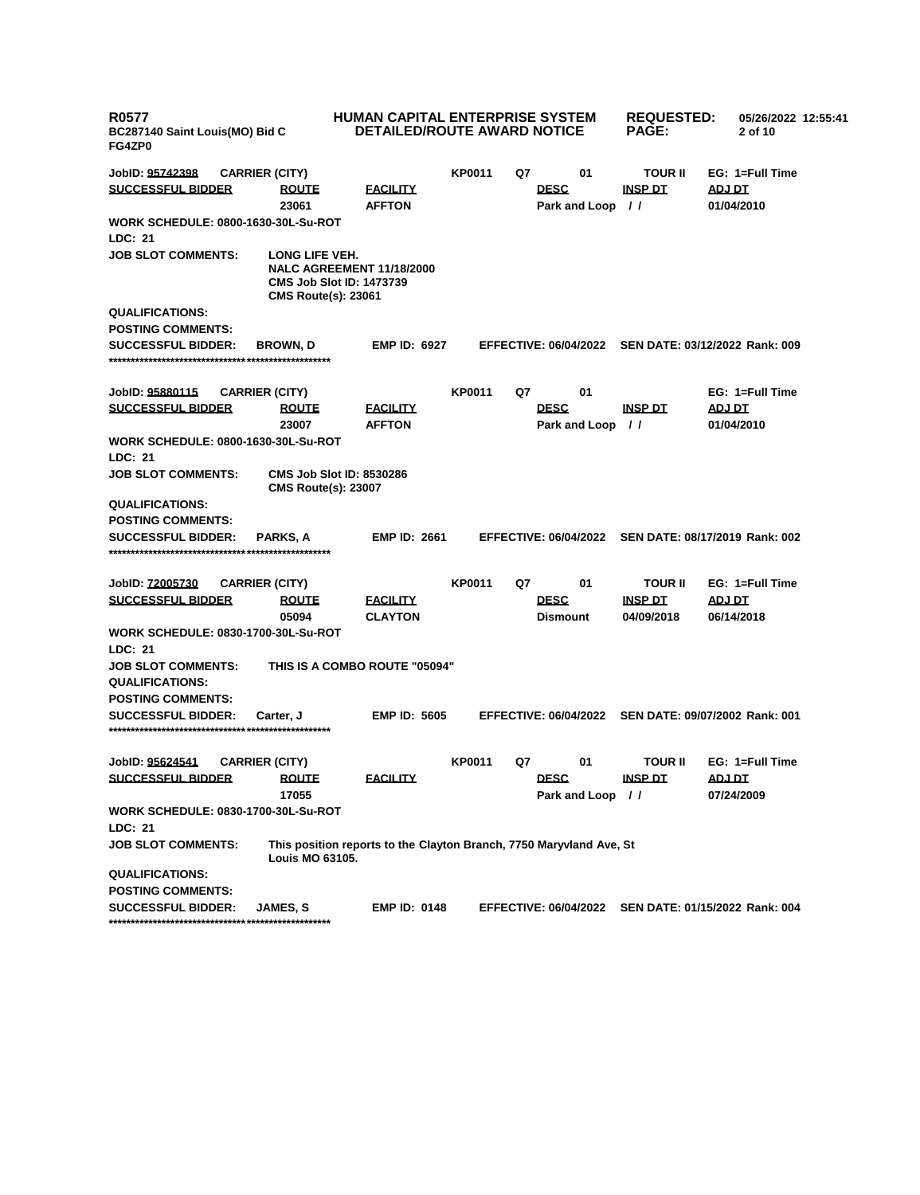**R0577**
**BC287140 Saint Louis(MO) Bid C**
**FG4ZP0**

**HUMAN CAPITAL ENTERPRISE SYSTEM**
**DETAILED/ROUTE AWARD NOTICE**

**REQUESTED:** 05/26/2022 12:55:41

---

**JobID: 95742398** **CARRIER (CITY)** **KP0011** **Q7** **01** **TOUR II** **EG: 1=Full Time**

| SUCCESSFUL BIDDER | ROUTE | FACILITY | DESC | INSP DT | ADJ DT |
|---|---|---|---|---|---|
| | 23061 | AFFTON | Park and Loop | / / | 01/04/2010 |

**WORK SCHEDULE: 0800-1630-30L-Su-ROT**
**LDC: 21**
**JOB SLOT COMMENTS:** LONG LIFE VEH.
NALC AGREEMENT 11/18/2000
CMS Job Slot ID: 1473739
CMS Route(s): 23061
**QUALIFICATIONS:**
**POSTING COMMENTS:**
**SUCCESSFUL BIDDER:** BROWN, D **EMP ID:** 6927 **EFFECTIVE:** 06/04/2022 **SEN DATE:** 03/12/2022 **Rank:** 009

**************************************************

**JobID: 95880115** **CARRIER (CITY)** **KP0011** **Q7** **01** **EG: 1=Full Time**

| SUCCESSFUL BIDDER | ROUTE | FACILITY | DESC | INSP DT | ADJ DT |
|---|---|---|---|---|---|
| | 23007 | AFFTON | Park and Loop | / / | 01/04/2010 |

**WORK SCHEDULE: 0800-1630-30L-Su-ROT**
**LDC: 21**
**JOB SLOT COMMENTS:** CMS Job Slot ID: 8530286
CMS Route(s): 23007
**QUALIFICATIONS:**
**POSTING COMMENTS:**
**SUCCESSFUL BIDDER:** PARKS, A **EMP ID:** 2661 **EFFECTIVE:** 06/04/2022 **SEN DATE:** 08/17/2019 **Rank:** 002

**************************************************

**JobID: 72005730** **CARRIER (CITY)** **KP0011** **Q7** **01** **TOUR II** **EG: 1=Full Time**

| SUCCESSFUL BIDDER | ROUTE | FACILITY | DESC | INSP DT | ADJ DT |
|---|---|---|---|---|---|
| | 05094 | CLAYTON | Dismount | 04/09/2018 | 06/14/2018 |

**WORK SCHEDULE: 0830-1700-30L-Su-ROT**
**LDC: 21**
**JOB SLOT COMMENTS:** THIS IS A COMBO ROUTE "05094"
**QUALIFICATIONS:**
**POSTING COMMENTS:**
**SUCCESSFUL BIDDER:** Carter, J **EMP ID:** 5605 **EFFECTIVE:** 06/04/2022 **SEN DATE:** 09/07/2002 **Rank:** 001

**************************************************

**JobID: 95624541** **CARRIER (CITY)** **KP0011** **Q7** **01** **TOUR II** **EG: 1=Full Time**

| SUCCESSFUL BIDDER | ROUTE | FACILITY | DESC | INSP DT | ADJ DT |
|---|---|---|---|---|---|
| | 17055 | | Park and Loop | / / | 07/24/2009 |

**WORK SCHEDULE: 0830-1700-30L-Su-ROT**
**LDC: 21**
**JOB SLOT COMMENTS:** This position reports to the Clayton Branch, 7750 Maryvland Ave, St Louis MO 63105.
**QUALIFICATIONS:**
**POSTING COMMENTS:**
**SUCCESSFUL BIDDER:** JAMES, S **EMP ID:** 0148 **EFFECTIVE:** 06/04/2022 **SEN DATE:** 01/15/2022 **Rank:** 004

**************************************************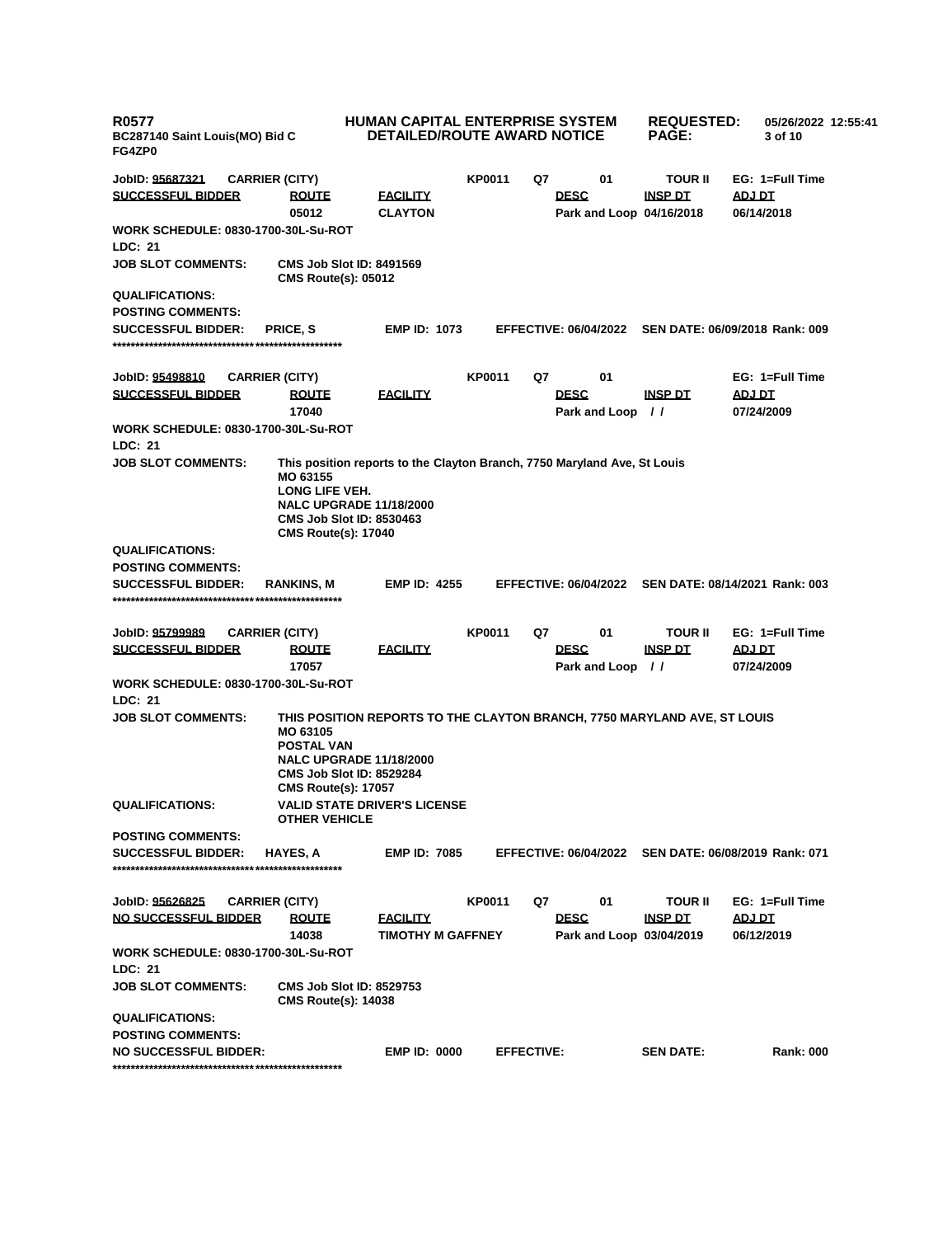**R0577** **HUMAN CAPITAL ENTERPRISE SYSTEM** **REQUESTED: 05/26/2022 12:55:41**
**BC287140 Saint Louis(MO) Bid C** **DETAILED/ROUTE AWARD NOTICE**
**FG4ZP0**

| JobID: 95687321 | CARRIER (CITY) | | KP0011 | Q7 | 01 | TOUR II | EG: 1=Full Time |
|---|---|---|---|---|---|---|---|
| SUCCESSFUL BIDDER | ROUTE | FACILITY | | | DESC | INSP DT | ADJ DT |
| | 05012 | CLAYTON | | | Park and Loop | 04/16/2018 | 06/14/2018 |

**WORK SCHEDULE: 0830-1700-30L-Su-ROT**
**LDC: 21**
**JOB SLOT COMMENTS:** CMS Job Slot ID: 8491569
CMS Route(s): 05012
**QUALIFICATIONS:**
**POSTING COMMENTS:**
**SUCCESSFUL BIDDER:** PRICE, S **EMP ID: 1073** **EFFECTIVE: 06/04/2022** **SEN DATE: 06/09/2018 Rank: 009**
**************************************************

| JobID: 95498810 | CARRIER (CITY) | | KP0011 | Q7 | 01 | | EG: 1=Full Time |
|---|---|---|---|---|---|---|---|
| SUCCESSFUL BIDDER | ROUTE | FACILITY | | | DESC | INSP DT | ADJ DT |
| | 17040 | | | | Park and Loop | / / | 07/24/2009 |

**WORK SCHEDULE: 0830-1700-30L-Su-ROT**
**LDC: 21**
**JOB SLOT COMMENTS:** This position reports to the Clayton Branch, 7750 Maryland Ave, St Louis MO 63155
LONG LIFE VEH.
NALC UPGRADE 11/18/2000
CMS Job Slot ID: 8530463
CMS Route(s): 17040
**QUALIFICATIONS:**
**POSTING COMMENTS:**
**SUCCESSFUL BIDDER:** RANKINS, M **EMP ID: 4255** **EFFECTIVE: 06/04/2022** **SEN DATE: 08/14/2021 Rank: 003**
**************************************************

| JobID: 95799989 | CARRIER (CITY) | | KP0011 | Q7 | 01 | TOUR II | EG: 1=Full Time |
|---|---|---|---|---|---|---|---|
| SUCCESSFUL BIDDER | ROUTE | FACILITY | | | DESC | INSP DT | ADJ DT |
| | 17057 | | | | Park and Loop | / / | 07/24/2009 |

**WORK SCHEDULE: 0830-1700-30L-Su-ROT**
**LDC: 21**
**JOB SLOT COMMENTS:** THIS POSITION REPORTS TO THE CLAYTON BRANCH, 7750 MARYLAND AVE, ST LOUIS MO 63105
POSTAL VAN
NALC UPGRADE 11/18/2000
CMS Job Slot ID: 8529284
CMS Route(s): 17057
**QUALIFICATIONS:** VALID STATE DRIVER'S LICENSE
OTHER VEHICLE
**POSTING COMMENTS:**
**SUCCESSFUL BIDDER:** HAYES, A **EMP ID: 7085** **EFFECTIVE: 06/04/2022** **SEN DATE: 06/08/2019 Rank: 071**
**************************************************

| JobID: 95626825 | CARRIER (CITY) | | KP0011 | Q7 | 01 | TOUR II | EG: 1=Full Time |
|---|---|---|---|---|---|---|---|
| NO SUCCESSFUL BIDDER | ROUTE | FACILITY | | | DESC | INSP DT | ADJ DT |
| | 14038 | TIMOTHY M GAFFNEY | | | Park and Loop | 03/04/2019 | 06/12/2019 |

**WORK SCHEDULE: 0830-1700-30L-Su-ROT**
**LDC: 21**
**JOB SLOT COMMENTS:** CMS Job Slot ID: 8529753
CMS Route(s): 14038
**QUALIFICATIONS:**
**POSTING COMMENTS:**
**NO SUCCESSFUL BIDDER:** **EMP ID: 0000** **EFFECTIVE:** **SEN DATE:** **Rank: 000**
**************************************************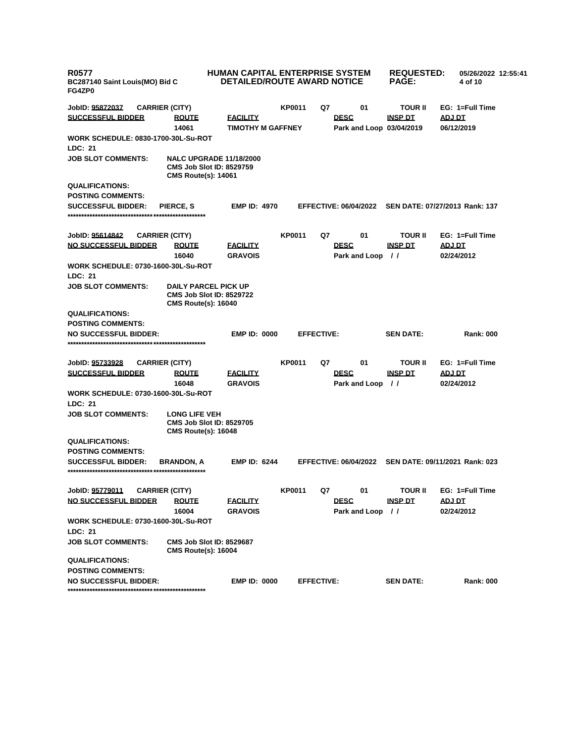**R0577** **HUMAN CAPITAL ENTERPRISE SYSTEM** **REQUESTED:** 05/26/2022 12:55:41
**BC287140 Saint Louis(MO) Bid C** **DETAILED/ROUTE AWARD NOTICE** **PAGE:**
**FG4ZP0**

**JobID: 95872037** **CARRIER (CITY)** **KP0011** **Q7** **01** **TOUR II** **EG: 1=Full Time**

| SUCCESSFUL BIDDER | ROUTE | FACILITY | DESC | INSP DT | ADJ DT |
|---|---|---|---|---|---|
| | 14061 | TIMOTHY M GAFFNEY | Park and Loop | 03/04/2019 | 06/12/2019 |

**WORK SCHEDULE: 0830-1700-30L-Su-ROT**
**LDC: 21**
**JOB SLOT COMMENTS:** NALC UPGRADE 11/18/2000
CMS Job Slot ID: 8529759
CMS Route(s): 14061
**QUALIFICATIONS:**
**POSTING COMMENTS:**
**SUCCESSFUL BIDDER:** PIERCE, S **EMP ID: 4970** **EFFECTIVE: 06/04/2022** **SEN DATE: 07/27/2013** **Rank: 137**

****************************************************

**JobID: 95614842** **CARRIER (CITY)** **KP0011** **Q7** **01** **TOUR II** **EG: 1=Full Time**

| NO SUCCESSFUL BIDDER | ROUTE | FACILITY | DESC | INSP DT | ADJ DT |
|---|---|---|---|---|---|
| | 16040 | GRAVOIS | Park and Loop | / / | 02/24/2012 |

**WORK SCHEDULE: 0730-1600-30L-Su-ROT**
**LDC: 21**
**JOB SLOT COMMENTS:** DAILY PARCEL PICK UP
CMS Job Slot ID: 8529722
CMS Route(s): 16040
**QUALIFICATIONS:**
**POSTING COMMENTS:**
**NO SUCCESSFUL BIDDER:** **EMP ID: 0000** **EFFECTIVE:** **SEN DATE:** **Rank: 000**

****************************************************

**JobID: 95733928** **CARRIER (CITY)** **KP0011** **Q7** **01** **TOUR II** **EG: 1=Full Time**

| SUCCESSFUL BIDDER | ROUTE | FACILITY | DESC | INSP DT | ADJ DT |
|---|---|---|---|---|---|
| | 16048 | GRAVOIS | Park and Loop | / / | 02/24/2012 |

**WORK SCHEDULE: 0730-1600-30L-Su-ROT**
**LDC: 21**
**JOB SLOT COMMENTS:** LONG LIFE VEH
CMS Job Slot ID: 8529705
CMS Route(s): 16048
**QUALIFICATIONS:**
**POSTING COMMENTS:**
**SUCCESSFUL BIDDER:** BRANDON, A **EMP ID: 6244** **EFFECTIVE: 06/04/2022** **SEN DATE: 09/11/2021** **Rank: 023**

****************************************************

**JobID: 95779011** **CARRIER (CITY)** **KP0011** **Q7** **01** **TOUR II** **EG: 1=Full Time**

| NO SUCCESSFUL BIDDER | ROUTE | FACILITY | DESC | INSP DT | ADJ DT |
|---|---|---|---|---|---|
| | 16004 | GRAVOIS | Park and Loop | / / | 02/24/2012 |

**WORK SCHEDULE: 0730-1600-30L-Su-ROT**
**LDC: 21**
**JOB SLOT COMMENTS:** CMS Job Slot ID: 8529687
CMS Route(s): 16004
**QUALIFICATIONS:**
**POSTING COMMENTS:**
**NO SUCCESSFUL BIDDER:** **EMP ID: 0000** **EFFECTIVE:** **SEN DATE:** **Rank: 000**

****************************************************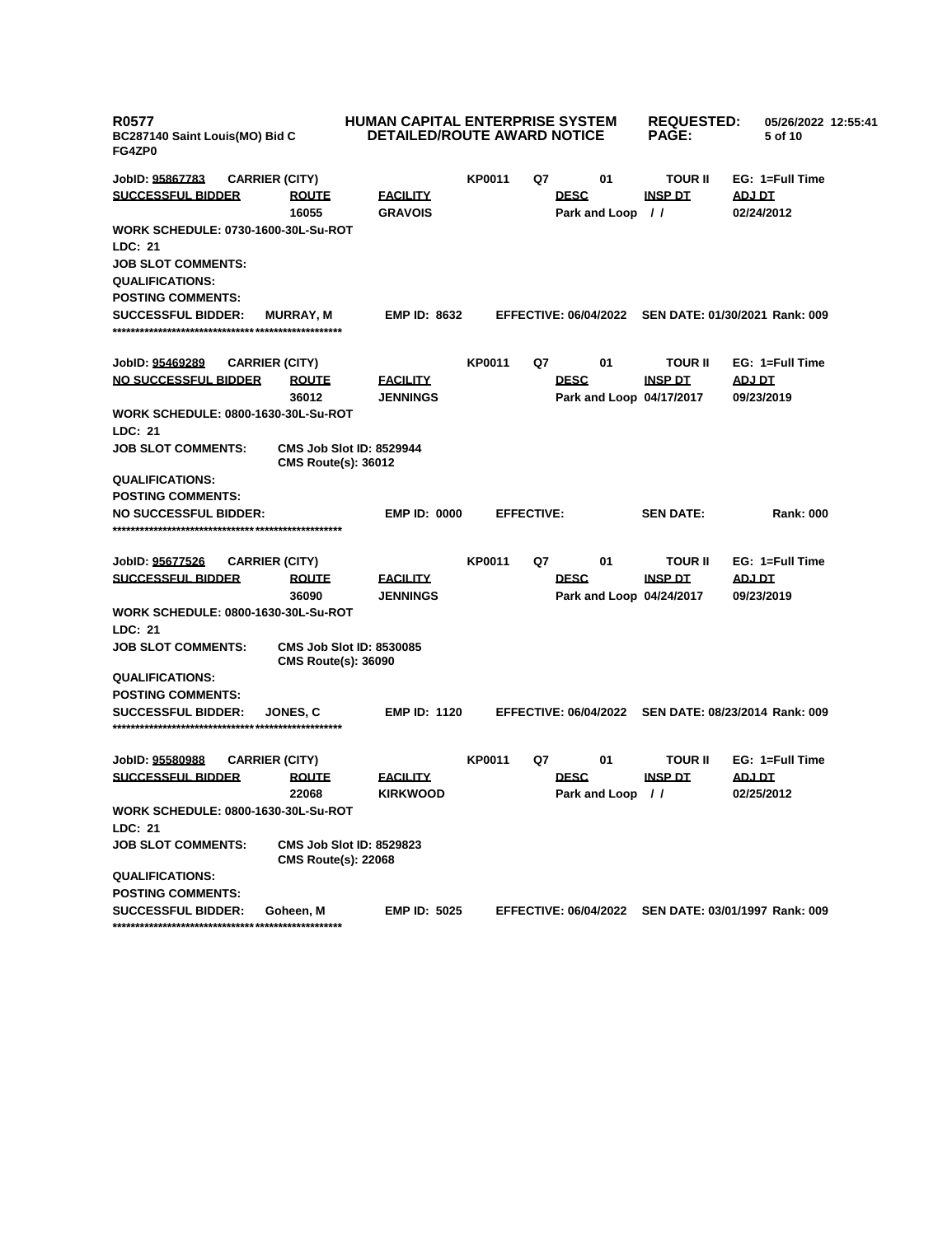R0577
BC287140 Saint Louis(MO) Bid C
FG4ZP0

**HUMAN CAPITAL ENTERPRISE SYSTEM**
**DETAILED/ROUTE AWARD NOTICE**

REQUESTED: 05/26/2022 12:55:41

---

**JobID: 95867783** CARRIER (CITY) KP0011 Q7 01 TOUR II EG: 1=Full Time

| SUCCESSFUL BIDDER | ROUTE | FACILITY | DESC | INSP DT | ADJ DT |
|---|---|---|---|---|---|
| | 16055 | GRAVOIS | Park and Loop | / / | 02/24/2012 |

WORK SCHEDULE: 0730-1600-30L-Su-ROT
LDC: 21
JOB SLOT COMMENTS:
QUALIFICATIONS:
POSTING COMMENTS:
SUCCESSFUL BIDDER: MURRAY, M EMP ID: 8632 EFFECTIVE: 06/04/2022 SEN DATE: 01/30/2021 Rank: 009

*****************************************************

**JobID: 95469289** CARRIER (CITY) KP0011 Q7 01 TOUR II EG: 1=Full Time

| NO SUCCESSFUL BIDDER | ROUTE | FACILITY | DESC | INSP DT | ADJ DT |
|---|---|---|---|---|---|
| | 36012 | JENNINGS | Park and Loop | 04/17/2017 | 09/23/2019 |

WORK SCHEDULE: 0800-1630-30L-Su-ROT
LDC: 21
JOB SLOT COMMENTS: CMS Job Slot ID: 8529944
CMS Route(s): 36012
QUALIFICATIONS:
POSTING COMMENTS:
NO SUCCESSFUL BIDDER: EMP ID: 0000 EFFECTIVE: SEN DATE: Rank: 000

*****************************************************

**JobID: 95677526** CARRIER (CITY) KP0011 Q7 01 TOUR II EG: 1=Full Time

| SUCCESSFUL BIDDER | ROUTE | FACILITY | DESC | INSP DT | ADJ DT |
|---|---|---|---|---|---|
| | 36090 | JENNINGS | Park and Loop | 04/24/2017 | 09/23/2019 |

WORK SCHEDULE: 0800-1630-30L-Su-ROT
LDC: 21
JOB SLOT COMMENTS: CMS Job Slot ID: 8530085
CMS Route(s): 36090
QUALIFICATIONS:
POSTING COMMENTS:
SUCCESSFUL BIDDER: JONES, C EMP ID: 1120 EFFECTIVE: 06/04/2022 SEN DATE: 08/23/2014 Rank: 009

*****************************************************

**JobID: 95580988** CARRIER (CITY) KP0011 Q7 01 TOUR II EG: 1=Full Time

| SUCCESSFUL BIDDER | ROUTE | FACILITY | DESC | INSP DT | ADJ DT |
|---|---|---|---|---|---|
| | 22068 | KIRKWOOD | Park and Loop | / / | 02/25/2012 |

WORK SCHEDULE: 0800-1630-30L-Su-ROT
LDC: 21
JOB SLOT COMMENTS: CMS Job Slot ID: 8529823
CMS Route(s): 22068
QUALIFICATIONS:
POSTING COMMENTS:
SUCCESSFUL BIDDER: Goheen, M EMP ID: 5025 EFFECTIVE: 06/04/2022 SEN DATE: 03/01/1997 Rank: 009

*****************************************************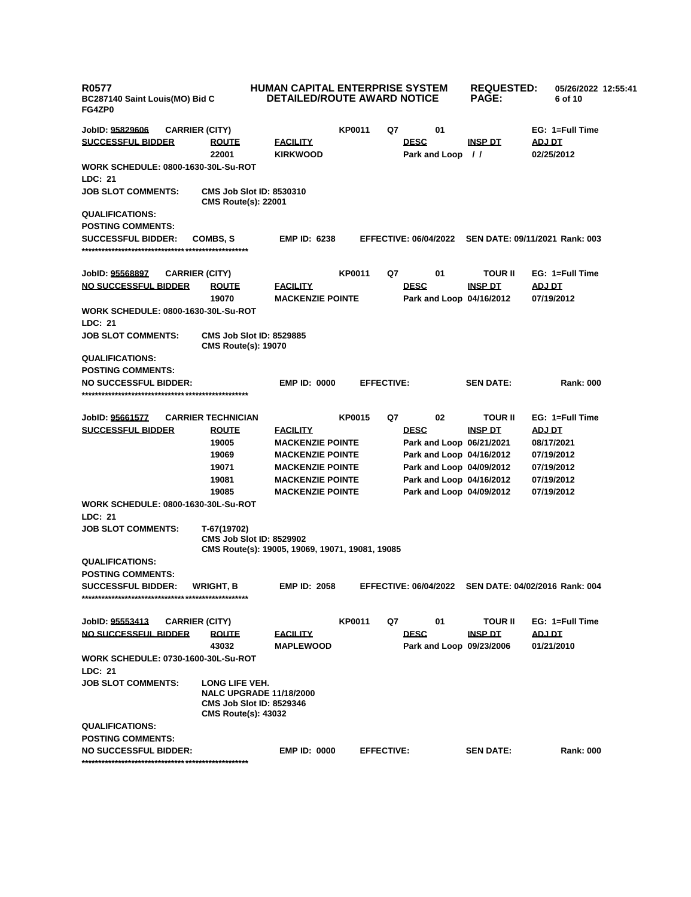JobID: 95829606 CARRIER (CITY) KP0011 Q7 01 EG: 1=Full Time

| SUCCESSFUL BIDDER | ROUTE | FACILITY | DESC | INSP DT | ADJ DT |
|---|---|---|---|---|---|
| | 22001 | KIRKWOOD | Park and Loop | / / | 02/25/2012 |

WORK SCHEDULE: 0800-1630-30L-Su-ROT

LDC: 21

JOB SLOT COMMENTS: CMS Job Slot ID: 8530310
CMS Route(s): 22001

QUALIFICATIONS:

POSTING COMMENTS:

SUCCESSFUL BIDDER: COMBS, S EMP ID: 6238 EFFECTIVE: 06/04/2022 SEN DATE: 09/11/2021 Rank: 003

\*\*\*\*\*\*\*\*\*\*\*\*\*\*\*\*\*\*\*\*\*\*\*\*\*\*\*\*\*\*\*\*\*\*\*\*\*\*\*\*\*\*\*\*\*\*\*\*\*\*\*\*\*\*\*\*\*\*\*\*\*\*\*\*\*\*\*\*\*\*

JobID: 95568897 CARRIER (CITY) KP0011 Q7 01 TOUR II EG: 1=Full Time

| NO SUCCESSFUL BIDDER | ROUTE | FACILITY | DESC | INSP DT | ADJ DT |
|---|---|---|---|---|---|
| | 19070 | MACKENZIE POINTE | Park and Loop | 04/16/2012 | 07/19/2012 |

WORK SCHEDULE: 0800-1630-30L-Su-ROT

LDC: 21

JOB SLOT COMMENTS: CMS Job Slot ID: 8529885
CMS Route(s): 19070

QUALIFICATIONS:

POSTING COMMENTS:

NO SUCCESSFUL BIDDER: EMP ID: 0000 EFFECTIVE: SEN DATE: Rank: 000

\*\*\*\*\*\*\*\*\*\*\*\*\*\*\*\*\*\*\*\*\*\*\*\*\*\*\*\*\*\*\*\*\*\*\*\*\*\*\*\*\*\*\*\*\*\*\*\*\*\*\*\*\*\*\*\*\*\*\*\*\*\*\*\*\*\*\*\*\*\*

JobID: 95661577 CARRIER TECHNICIAN KP0015 Q7 02 TOUR II EG: 1=Full Time

| SUCCESSFUL BIDDER | ROUTE | FACILITY | DESC | INSP DT | ADJ DT |
|---|---|---|---|---|---|
| | 19005 | MACKENZIE POINTE | Park and Loop | 06/21/2021 | 08/17/2021 |
| | 19069 | MACKENZIE POINTE | Park and Loop | 04/16/2012 | 07/19/2012 |
| | 19071 | MACKENZIE POINTE | Park and Loop | 04/09/2012 | 07/19/2012 |
| | 19081 | MACKENZIE POINTE | Park and Loop | 04/16/2012 | 07/19/2012 |
| | 19085 | MACKENZIE POINTE | Park and Loop | 04/09/2012 | 07/19/2012 |

WORK SCHEDULE: 0800-1630-30L-Su-ROT

LDC: 21

JOB SLOT COMMENTS: T-67(19702)
CMS Job Slot ID: 8529902
CMS Route(s): 19005, 19069, 19071, 19081, 19085

QUALIFICATIONS:

POSTING COMMENTS:

SUCCESSFUL BIDDER: WRIGHT, B EMP ID: 2058 EFFECTIVE: 06/04/2022 SEN DATE: 04/02/2016 Rank: 004

\*\*\*\*\*\*\*\*\*\*\*\*\*\*\*\*\*\*\*\*\*\*\*\*\*\*\*\*\*\*\*\*\*\*\*\*\*\*\*\*\*\*\*\*\*\*\*\*\*\*\*\*\*\*\*\*\*\*\*\*\*\*\*\*\*\*\*\*\*\*

JobID: 95553413 CARRIER (CITY) KP0011 Q7 01 TOUR II EG: 1=Full Time

| NO SUCCESSFUL BIDDER | ROUTE | FACILITY | DESC | INSP DT | ADJ DT |
|---|---|---|---|---|---|
| | 43032 | MAPLEWOOD | Park and Loop | 09/23/2006 | 01/21/2010 |

WORK SCHEDULE: 0730-1600-30L-Su-ROT

LDC: 21

JOB SLOT COMMENTS: LONG LIFE VEH.
NALC UPGRADE 11/18/2000
CMS Job Slot ID: 8529346
CMS Route(s): 43032

QUALIFICATIONS:

POSTING COMMENTS:

NO SUCCESSFUL BIDDER: EMP ID: 0000 EFFECTIVE: SEN DATE: Rank: 000

\*\*\*\*\*\*\*\*\*\*\*\*\*\*\*\*\*\*\*\*\*\*\*\*\*\*\*\*\*\*\*\*\*\*\*\*\*\*\*\*\*\*\*\*\*\*\*\*\*\*\*\*\*\*\*\*\*\*\*\*\*\*\*\*\*\*\*\*\*\*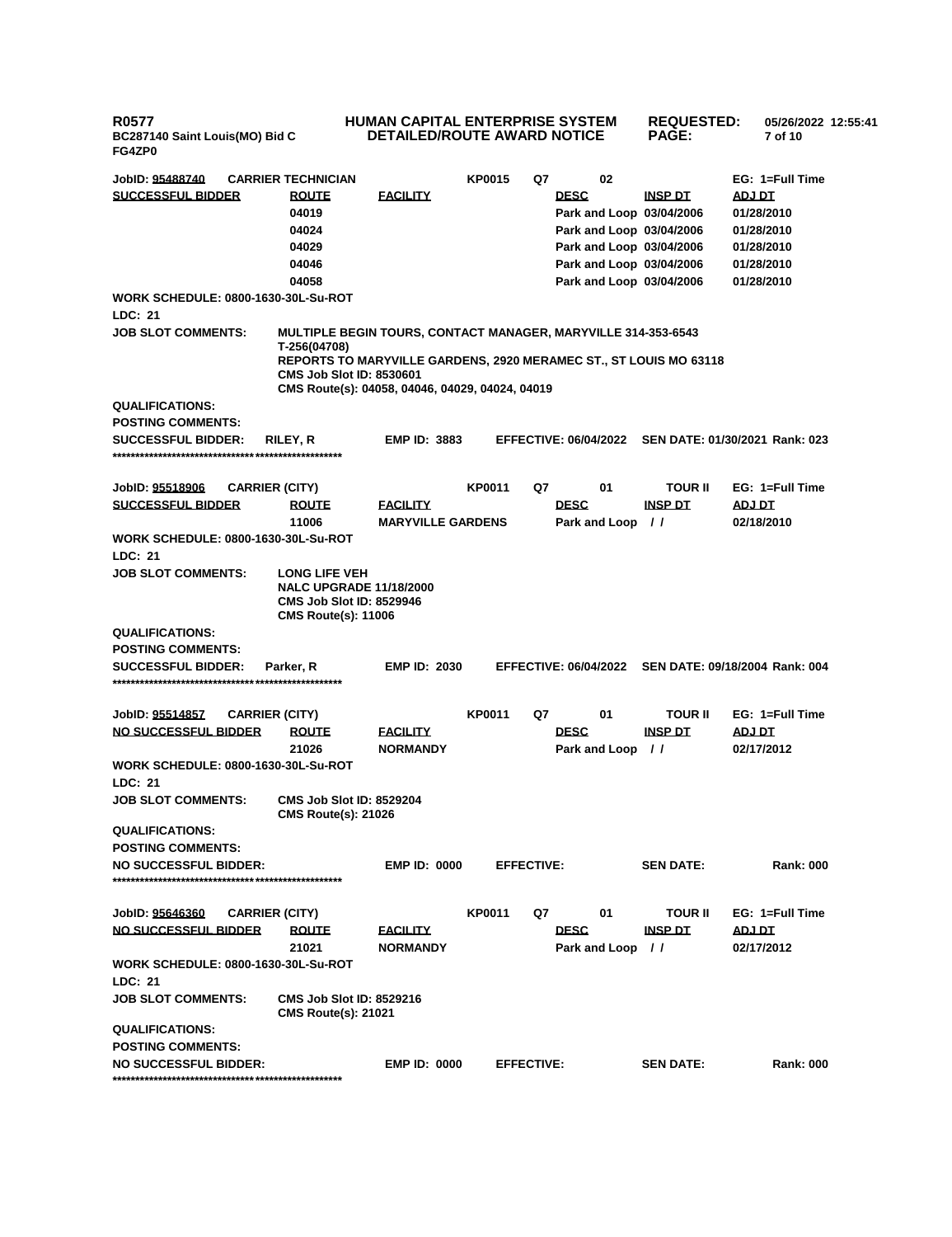**JobID: 95488740** **CARRIER TECHNICIAN** **KP0015** **Q7** **02** **EG: 1=Full Time**

| SUCCESSFUL BIDDER | ROUTE | FACILITY | DESC | INSP DT | ADJ DT |
|---|---|---|---|---|---|
| | 04019 | | Park and Loop | 03/04/2006 | 01/28/2010 |
| | 04024 | | Park and Loop | 03/04/2006 | 01/28/2010 |
| | 04029 | | Park and Loop | 03/04/2006 | 01/28/2010 |
| | 04046 | | Park and Loop | 03/04/2006 | 01/28/2010 |
| | 04058 | | Park and Loop | 03/04/2006 | 01/28/2010 |

**WORK SCHEDULE: 0800-1630-30L-Su-ROT**

**LDC: 21**

**JOB SLOT COMMENTS:** MULTIPLE BEGIN TOURS, CONTACT MANAGER, MARYVILLE 314-353-6543
T-256(04708)
REPORTS TO MARYVILLE GARDENS, 2920 MERAMEC ST., ST LOUIS MO 63118
CMS Job Slot ID: 8530601
CMS Route(s): 04058, 04046, 04029, 04024, 04019

**QUALIFICATIONS:**

**POSTING COMMENTS:**

**SUCCESSFUL BIDDER:** RILEY, R **EMP ID:** 3883 **EFFECTIVE:** 06/04/2022 **SEN DATE:** 01/30/2021 **Rank:** 023

***************************************************

**JobID: 95518906** **CARRIER (CITY)** **KP0011** **Q7** **01** **TOUR II** **EG: 1=Full Time**

| SUCCESSFUL BIDDER | ROUTE | FACILITY | DESC | INSP DT | ADJ DT |
|---|---|---|---|---|---|
| | 11006 | MARYVILLE GARDENS | Park and Loop | / / | 02/18/2010 |

**WORK SCHEDULE: 0800-1630-30L-Su-ROT**

**LDC: 21**

**JOB SLOT COMMENTS:** LONG LIFE VEH
NALC UPGRADE 11/18/2000
CMS Job Slot ID: 8529946
CMS Route(s): 11006

**QUALIFICATIONS:**

**POSTING COMMENTS:**

**SUCCESSFUL BIDDER:** Parker, R **EMP ID:** 2030 **EFFECTIVE:** 06/04/2022 **SEN DATE:** 09/18/2004 **Rank:** 004

***************************************************

**JobID: 95514857** **CARRIER (CITY)** **KP0011** **Q7** **01** **TOUR II** **EG: 1=Full Time**

| NO SUCCESSFUL BIDDER | ROUTE | FACILITY | DESC | INSP DT | ADJ DT |
|---|---|---|---|---|---|
| | 21026 | NORMANDY | Park and Loop | / / | 02/17/2012 |

**WORK SCHEDULE: 0800-1630-30L-Su-ROT**

**LDC: 21**

**JOB SLOT COMMENTS:** CMS Job Slot ID: 8529204
CMS Route(s): 21026

**QUALIFICATIONS:**

**POSTING COMMENTS:**

**NO SUCCESSFUL BIDDER:** **EMP ID:** 0000 **EFFECTIVE:** **SEN DATE:** **Rank:** 000

***************************************************

**JobID: 95646360** **CARRIER (CITY)** **KP0011** **Q7** **01** **TOUR II** **EG: 1=Full Time**

| NO SUCCESSFUL BIDDER | ROUTE | FACILITY | DESC | INSP DT | ADJ DT |
|---|---|---|---|---|---|
| | 21021 | NORMANDY | Park and Loop | / / | 02/17/2012 |

**WORK SCHEDULE: 0800-1630-30L-Su-ROT**

**LDC: 21**

**JOB SLOT COMMENTS:** CMS Job Slot ID: 8529216
CMS Route(s): 21021

**QUALIFICATIONS:**

**POSTING COMMENTS:**

**NO SUCCESSFUL BIDDER:** **EMP ID:** 0000 **EFFECTIVE:** **SEN DATE:** **Rank:** 000

***************************************************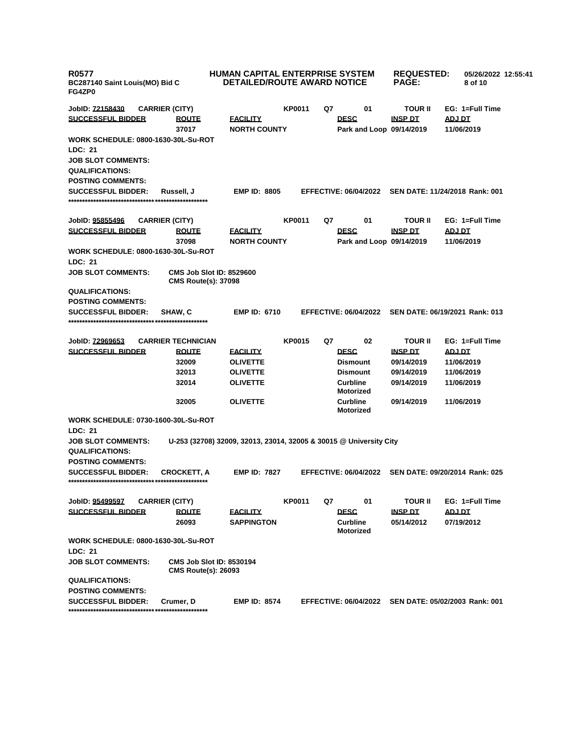**R0577** **HUMAN CAPITAL ENTERPRISE SYSTEM** **REQUESTED:** 05/26/2022 12:55:41
**BC287140 Saint Louis(MO) Bid C** **DETAILED/ROUTE AWARD NOTICE**
**FG4ZP0**

---

**JobID: 72158430** **CARRIER (CITY)** **KP0011** **Q7** **01** **TOUR II** **EG: 1=Full Time**

| SUCCESSFUL BIDDER | ROUTE | FACILITY | DESC | INSP DT | ADJ DT |
|---|---|---|---|---|---|
| | 37017 | NORTH COUNTY | Park and Loop | 09/14/2019 | 11/06/2019 |

**WORK SCHEDULE: 0800-1630-30L-Su-ROT**
**LDC: 21**
**JOB SLOT COMMENTS:**
**QUALIFICATIONS:**
**POSTING COMMENTS:**
**SUCCESSFUL BIDDER:** Russell, J **EMP ID: 8805** **EFFECTIVE: 06/04/2022** **SEN DATE: 11/24/2018 Rank: 001**

***************************************************

**JobID: 95855496** **CARRIER (CITY)** **KP0011** **Q7** **01** **TOUR II** **EG: 1=Full Time**

| SUCCESSFUL BIDDER | ROUTE | FACILITY | DESC | INSP DT | ADJ DT |
|---|---|---|---|---|---|
| | 37098 | NORTH COUNTY | Park and Loop | 09/14/2019 | 11/06/2019 |

**WORK SCHEDULE: 0800-1630-30L-Su-ROT**
**LDC: 21**
**JOB SLOT COMMENTS:** CMS Job Slot ID: 8529600
CMS Route(s): 37098
**QUALIFICATIONS:**
**POSTING COMMENTS:**
**SUCCESSFUL BIDDER:** SHAW, C **EMP ID: 6710** **EFFECTIVE: 06/04/2022** **SEN DATE: 06/19/2021 Rank: 013**

***************************************************

**JobID: 72969653** **CARRIER TECHNICIAN** **KP0015** **Q7** **02** **TOUR II** **EG: 1=Full Time**

| SUCCESSFUL BIDDER | ROUTE | FACILITY | DESC | INSP DT | ADJ DT |
|---|---|---|---|---|---|
| | 32009 | OLIVETTE | Dismount | 09/14/2019 | 11/06/2019 |
| | 32013 | OLIVETTE | Dismount | 09/14/2019 | 11/06/2019 |
| | 32014 | OLIVETTE | Curbline Motorized | 09/14/2019 | 11/06/2019 |
| | 32005 | OLIVETTE | Curbline Motorized | 09/14/2019 | 11/06/2019 |

**WORK SCHEDULE: 0730-1600-30L-Su-ROT**
**LDC: 21**
**JOB SLOT COMMENTS:** U-253 (32708) 32009, 32013, 23014, 32005 & 30015 @ University City
**QUALIFICATIONS:**
**POSTING COMMENTS:**
**SUCCESSFUL BIDDER:** CROCKETT, A **EMP ID: 7827** **EFFECTIVE: 06/04/2022** **SEN DATE: 09/20/2014 Rank: 025**

***************************************************

**JobID: 95499597** **CARRIER (CITY)** **KP0011** **Q7** **01** **TOUR II** **EG: 1=Full Time**

| SUCCESSFUL BIDDER | ROUTE | FACILITY | DESC | INSP DT | ADJ DT |
|---|---|---|---|---|---|
| | 26093 | SAPPINGTON | Curbline Motorized | 05/14/2012 | 07/19/2012 |

**WORK SCHEDULE: 0800-1630-30L-Su-ROT**
**LDC: 21**
**JOB SLOT COMMENTS:** CMS Job Slot ID: 8530194
CMS Route(s): 26093
**QUALIFICATIONS:**
**POSTING COMMENTS:**
**SUCCESSFUL BIDDER:** Crumer, D **EMP ID: 8574** **EFFECTIVE: 06/04/2022** **SEN DATE: 05/02/2003 Rank: 001**

***************************************************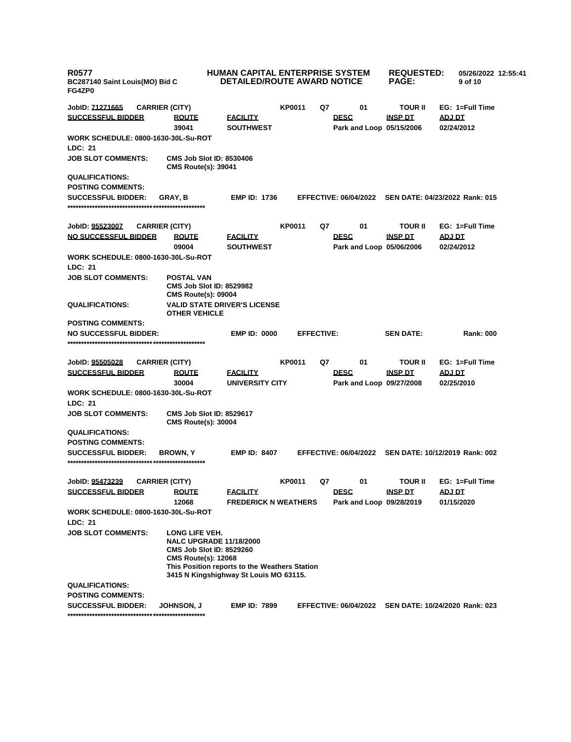**R0577**
**BC287140 Saint Louis(MO) Bid C**
**FG4ZP0**

**HUMAN CAPITAL ENTERPRISE SYSTEM**
**DETAILED/ROUTE AWARD NOTICE**

**REQUESTED:** 05/26/2022 12:55:41

---

**JobID: 71271665** | **CARRIER (CITY)** | **KP0011** | **Q7** | **01** | **TOUR II** | **EG: 1=Full Time**

| SUCCESSFUL BIDDER | ROUTE | FACILITY | DESC | INSP DT | ADJ DT |
|---|---|---|---|---|---|
| | 39041 | SOUTHWEST | Park and Loop | 05/15/2006 | 02/24/2012 |

**WORK SCHEDULE:** 0800-1630-30L-Su-ROT
**LDC:** 21
**JOB SLOT COMMENTS:** CMS Job Slot ID: 8530406
CMS Route(s): 39041
**QUALIFICATIONS:**
**POSTING COMMENTS:**
**SUCCESSFUL BIDDER:** GRAY, B **EMP ID:** 1736 **EFFECTIVE:** 06/04/2022 **SEN DATE:** 04/23/2022 **Rank:** 015

***************************************************

**JobID: 95523007** | **CARRIER (CITY)** | **KP0011** | **Q7** | **01** | **TOUR II** | **EG: 1=Full Time**

| NO SUCCESSFUL BIDDER | ROUTE | FACILITY | DESC | INSP DT | ADJ DT |
|---|---|---|---|---|---|
| | 09004 | SOUTHWEST | Park and Loop | 05/06/2006 | 02/24/2012 |

**WORK SCHEDULE:** 0800-1630-30L-Su-ROT
**LDC:** 21
**JOB SLOT COMMENTS:** POSTAL VAN
CMS Job Slot ID: 8529982
CMS Route(s): 09004
**QUALIFICATIONS:** VALID STATE DRIVER'S LICENSE
OTHER VEHICLE
**POSTING COMMENTS:**
**NO SUCCESSFUL BIDDER:** **EMP ID:** 0000 **EFFECTIVE:** **SEN DATE:** **Rank:** 000

***************************************************

**JobID: 95505028** | **CARRIER (CITY)** | **KP0011** | **Q7** | **01** | **TOUR II** | **EG: 1=Full Time**

| SUCCESSFUL BIDDER | ROUTE | FACILITY | DESC | INSP DT | ADJ DT |
|---|---|---|---|---|---|
| | 30004 | UNIVERSITY CITY | Park and Loop | 09/27/2008 | 02/25/2010 |

**WORK SCHEDULE:** 0800-1630-30L-Su-ROT
**LDC:** 21
**JOB SLOT COMMENTS:** CMS Job Slot ID: 8529617
CMS Route(s): 30004
**QUALIFICATIONS:**
**POSTING COMMENTS:**
**SUCCESSFUL BIDDER:** BROWN, Y **EMP ID:** 8407 **EFFECTIVE:** 06/04/2022 **SEN DATE:** 10/12/2019 **Rank:** 002

***************************************************

**JobID: 95473239** | **CARRIER (CITY)** | **KP0011** | **Q7** | **01** | **TOUR II** | **EG: 1=Full Time**

| SUCCESSFUL BIDDER | ROUTE | FACILITY | DESC | INSP DT | ADJ DT |
|---|---|---|---|---|---|
| | 12068 | FREDERICK N WEATHERS | Park and Loop | 09/28/2019 | 01/15/2020 |

**WORK SCHEDULE:** 0800-1630-30L-Su-ROT
**LDC:** 21
**JOB SLOT COMMENTS:** LONG LIFE VEH.
NALC UPGRADE 11/18/2000
CMS Job Slot ID: 8529260
CMS Route(s): 12068
This Position reports to the Weathers Station
3415 N Kingshighway St Louis MO 63115.
**QUALIFICATIONS:**
**POSTING COMMENTS:**
**SUCCESSFUL BIDDER:** JOHNSON, J **EMP ID:** 7899 **EFFECTIVE:** 06/04/2022 **SEN DATE:** 10/24/2020 **Rank:** 023

***************************************************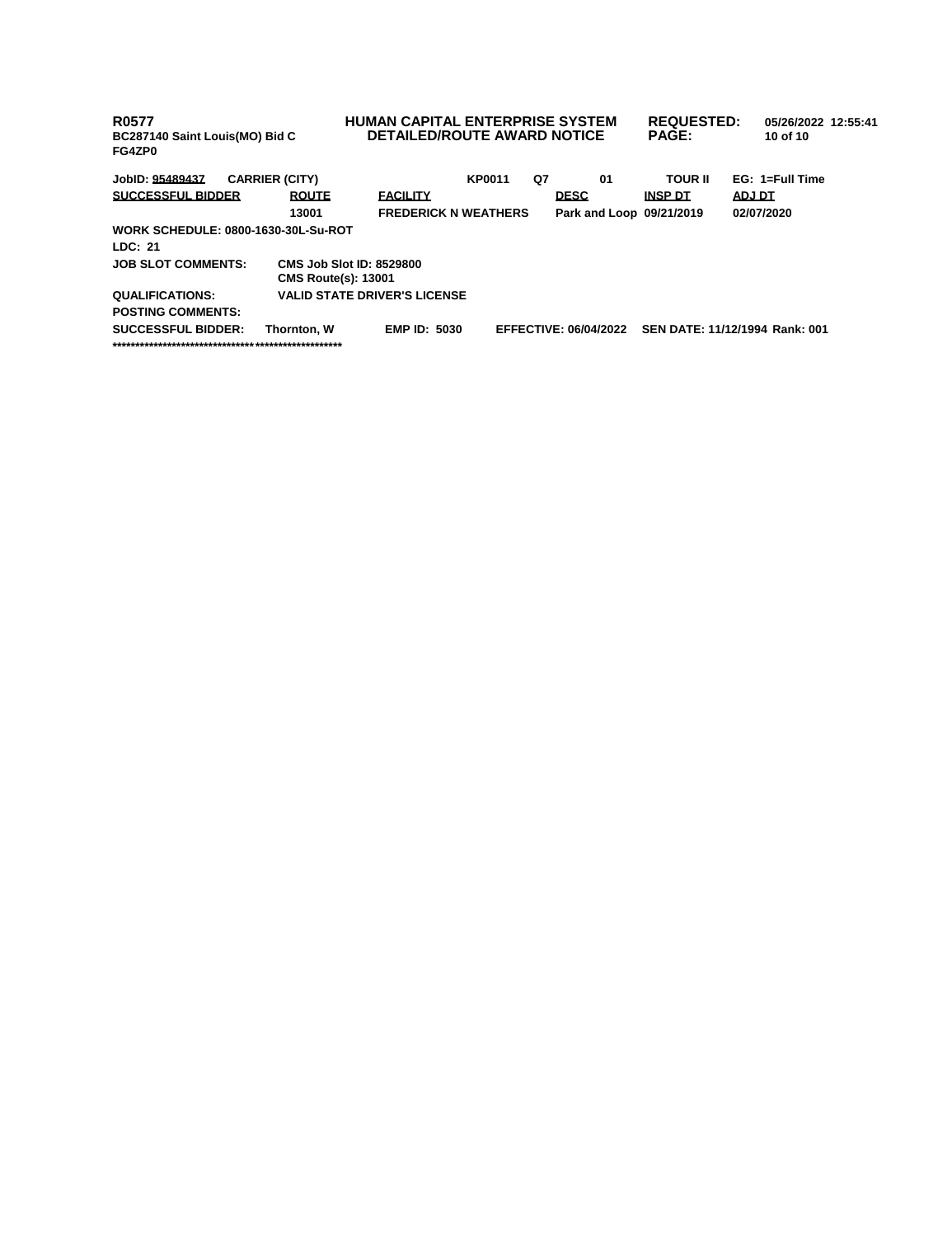R0577 | HUMAN CAPITAL ENTERPRISE SYSTEM | REQUESTED: 05/26/2022 12:55:41
BC287140 Saint Louis(MO) Bid C | DETAILED/ROUTE AWARD NOTICE
FG4ZP0

**JobID: 95489437** **CARRIER (CITY)** **KP0011** **Q7** **01** **TOUR II** **EG: 1=Full Time**

| SUCCESSFUL BIDDER | ROUTE | FACILITY | DESC | INSP DT | ADJ DT |
|---|---|---|---|---|---|
| | 13001 | FREDERICK N WEATHERS | Park and Loop | 09/21/2019 | 02/07/2020 |

**WORK SCHEDULE: 0800-1630-30L-Su-ROT**

**LDC: 21**

**JOB SLOT COMMENTS:** CMS Job Slot ID: 8529800
CMS Route(s): 13001

**QUALIFICATIONS:** VALID STATE DRIVER'S LICENSE

**POSTING COMMENTS:**

**SUCCESSFUL BIDDER:** Thornton, W **EMP ID: 5030** **EFFECTIVE: 06/04/2022** **SEN DATE: 11/12/1994 Rank: 001**

***************************************************